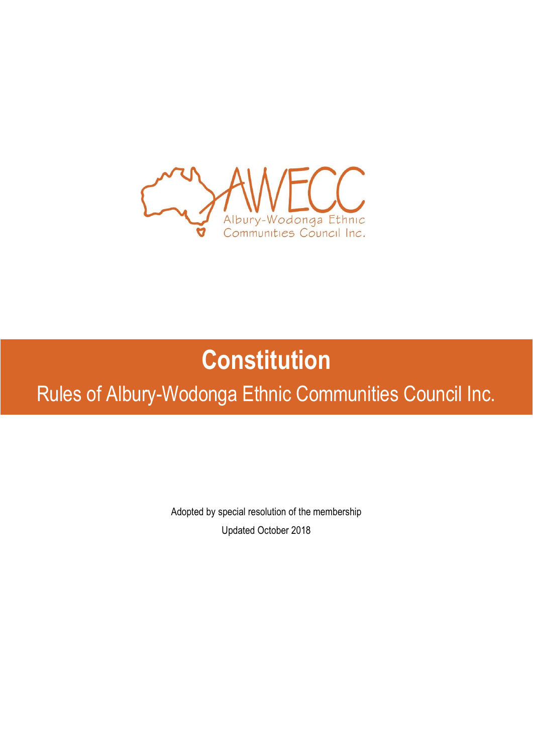AWECC

Albury-Wodonga Ethnic Communities Council Inc.

# Constitution

## Rules of Albury-Wodonga Ethnic Communities Council Inc.

Adopted by special resolution of the membership

Updated October 2018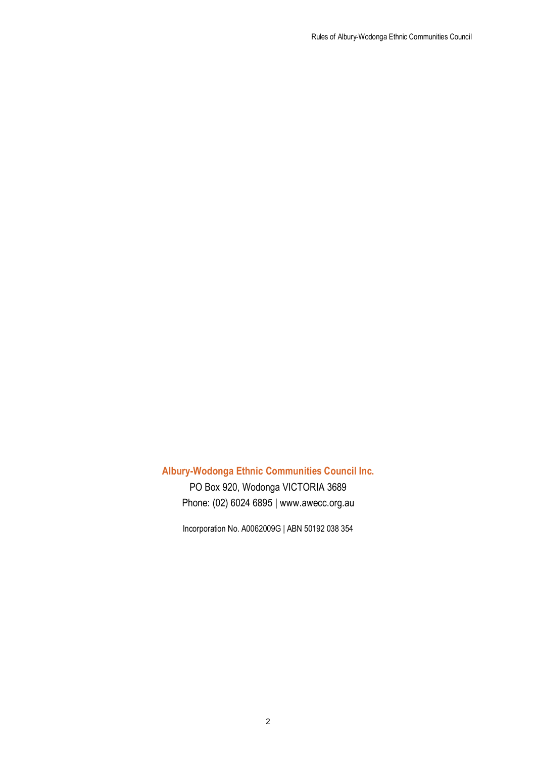**Albury-Wodonga Ethnic Communities Council Inc.**

PO Box 920, Wodonga VICTORIA 3689

Phone: (02) 6024 6895 | www.awecc.org.au

Incorporation No. A0062009G | ABN 50192 038 354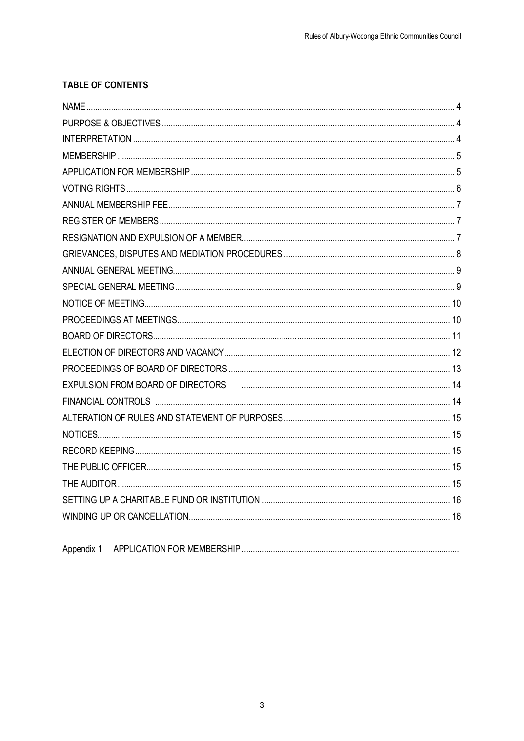## TABLE OF CONTENTS

| | |
|---|---|
| NAME | 4 |
| PURPOSE & OBJECTIVES | 4 |
| INTERPRETATION | 4 |
| MEMBERSHIP | 5 |
| APPLICATION FOR MEMBERSHIP | 5 |
| VOTING RIGHTS | 6 |
| ANNUAL MEMBERSHIP FEE | 7 |
| REGISTER OF MEMBERS | 7 |
| RESIGNATION AND EXPULSION OF A MEMBER | 7 |
| GRIEVANCES, DISPUTES AND MEDIATION PROCEDURES | 8 |
| ANNUAL GENERAL MEETING | 9 |
| SPECIAL GENERAL MEETING | 9 |
| NOTICE OF MEETING | 10 |
| PROCEEDINGS AT MEETINGS | 10 |
| BOARD OF DIRECTORS | 11 |
| ELECTION OF DIRECTORS AND VACANCY | 12 |
| PROCEEDINGS OF BOARD OF DIRECTORS | 13 |
| EXPULSION FROM BOARD OF DIRECTORS | 14 |
| FINANCIAL CONTROLS | 14 |
| ALTERATION OF RULES AND STATEMENT OF PURPOSES | 15 |
| NOTICES | 15 |
| RECORD KEEPING | 15 |
| THE PUBLIC OFFICER | 15 |
| THE AUDITOR | 15 |
| SETTING UP A CHARITABLE FUND OR INSTITUTION | 16 |
| WINDING UP OR CANCELLATION | 16 |

Appendix 1 APPLICATION FOR MEMBERSHIP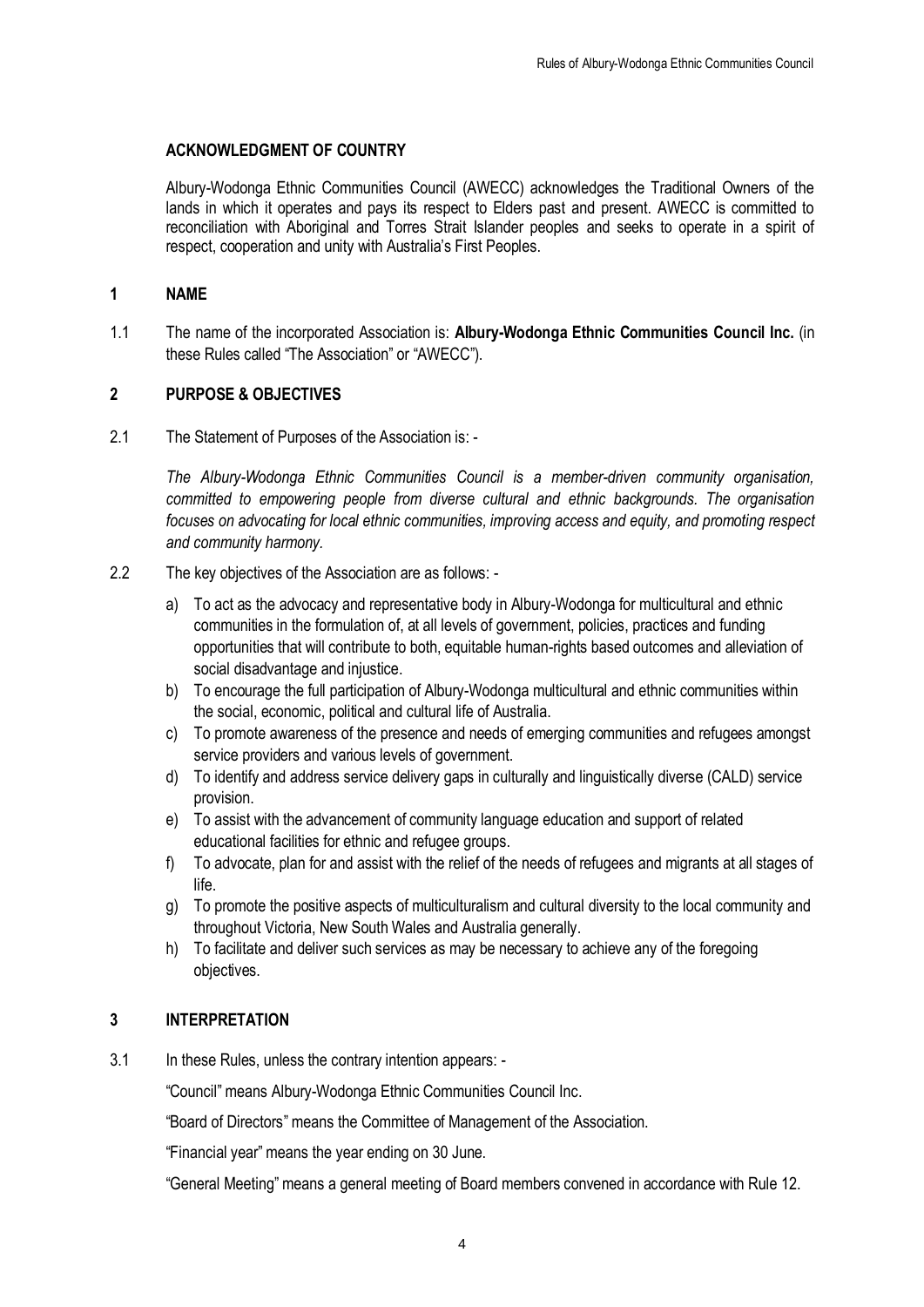## ACKNOWLEDGMENT OF COUNTRY

Albury-Wodonga Ethnic Communities Council (AWECC) acknowledges the Traditional Owners of the lands in which it operates and pays its respect to Elders past and present. AWECC is committed to reconciliation with Aboriginal and Torres Strait Islander peoples and seeks to operate in a spirit of respect, cooperation and unity with Australia's First Peoples.

## 1 NAME

1.1 The name of the incorporated Association is: **Albury-Wodonga Ethnic Communities Council Inc.** (in these Rules called "The Association" or "AWECC").

## 2 PURPOSE & OBJECTIVES

2.1 The Statement of Purposes of the Association is: -

*The Albury-Wodonga Ethnic Communities Council is a member-driven community organisation, committed to empowering people from diverse cultural and ethnic backgrounds. The organisation focuses on advocating for local ethnic communities, improving access and equity, and promoting respect and community harmony.*

2.2 The key objectives of the Association are as follows: -

a) To act as the advocacy and representative body in Albury-Wodonga for multicultural and ethnic communities in the formulation of, at all levels of government, policies, practices and funding opportunities that will contribute to both, equitable human-rights based outcomes and alleviation of social disadvantage and injustice.
b) To encourage the full participation of Albury-Wodonga multicultural and ethnic communities within the social, economic, political and cultural life of Australia.
c) To promote awareness of the presence and needs of emerging communities and refugees amongst service providers and various levels of government.
d) To identify and address service delivery gaps in culturally and linguistically diverse (CALD) service provision.
e) To assist with the advancement of community language education and support of related educational facilities for ethnic and refugee groups.
f) To advocate, plan for and assist with the relief of the needs of refugees and migrants at all stages of life.
g) To promote the positive aspects of multiculturalism and cultural diversity to the local community and throughout Victoria, New South Wales and Australia generally.
h) To facilitate and deliver such services as may be necessary to achieve any of the foregoing objectives.

## 3 INTERPRETATION

3.1 In these Rules, unless the contrary intention appears: -

"Council" means Albury-Wodonga Ethnic Communities Council Inc.

"Board of Directors" means the Committee of Management of the Association.

"Financial year" means the year ending on 30 June.

"General Meeting" means a general meeting of Board members convened in accordance with Rule 12.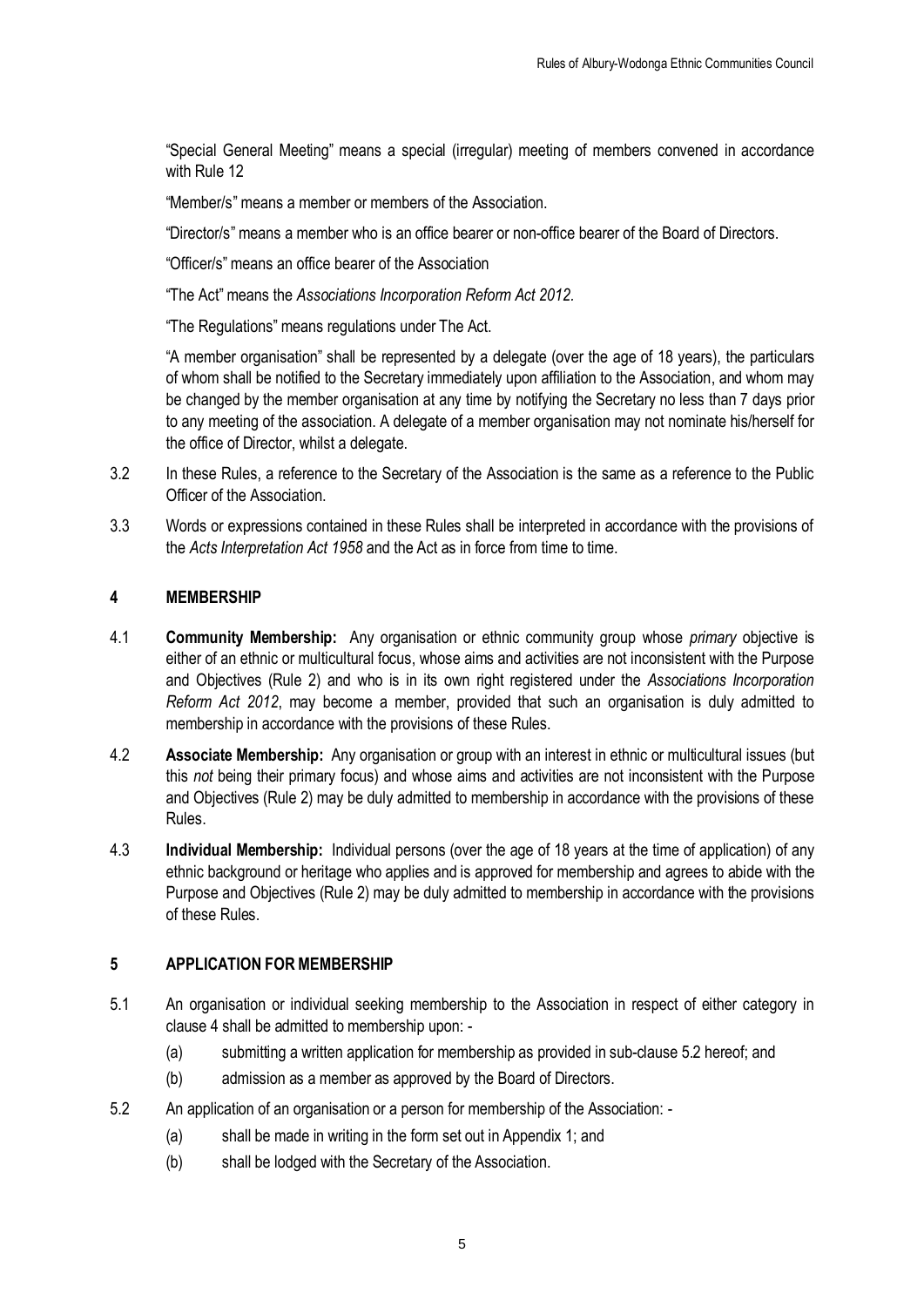"Special General Meeting" means a special (irregular) meeting of members convened in accordance with Rule 12

"Member/s" means a member or members of the Association.

"Director/s" means a member who is an office bearer or non-office bearer of the Board of Directors.

"Officer/s" means an office bearer of the Association

"The Act" means the *Associations Incorporation Reform Act 2012.*

"The Regulations" means regulations under The Act.

"A member organisation" shall be represented by a delegate (over the age of 18 years), the particulars of whom shall be notified to the Secretary immediately upon affiliation to the Association, and whom may be changed by the member organisation at any time by notifying the Secretary no less than 7 days prior to any meeting of the association. A delegate of a member organisation may not nominate his/herself for the office of Director, whilst a delegate.

3.2 In these Rules, a reference to the Secretary of the Association is the same as a reference to the Public Officer of the Association.

3.3 Words or expressions contained in these Rules shall be interpreted in accordance with the provisions of the *Acts Interpretation Act 1958* and the Act as in force from time to time.

## 4 MEMBERSHIP

4.1 **Community Membership:** Any organisation or ethnic community group whose *primary* objective is either of an ethnic or multicultural focus, whose aims and activities are not inconsistent with the Purpose and Objectives (Rule 2) and who is in its own right registered under the *Associations Incorporation Reform Act 2012*, may become a member, provided that such an organisation is duly admitted to membership in accordance with the provisions of these Rules.

4.2 **Associate Membership:** Any organisation or group with an interest in ethnic or multicultural issues (but this *not* being their primary focus) and whose aims and activities are not inconsistent with the Purpose and Objectives (Rule 2) may be duly admitted to membership in accordance with the provisions of these Rules.

4.3 **Individual Membership:** Individual persons (over the age of 18 years at the time of application) of any ethnic background or heritage who applies and is approved for membership and agrees to abide with the Purpose and Objectives (Rule 2) may be duly admitted to membership in accordance with the provisions of these Rules.

## 5 APPLICATION FOR MEMBERSHIP

5.1 An organisation or individual seeking membership to the Association in respect of either category in clause 4 shall be admitted to membership upon: -

- (a) submitting a written application for membership as provided in sub-clause 5.2 hereof; and
- (b) admission as a member as approved by the Board of Directors.

5.2 An application of an organisation or a person for membership of the Association: -

- (a) shall be made in writing in the form set out in Appendix 1; and
- (b) shall be lodged with the Secretary of the Association.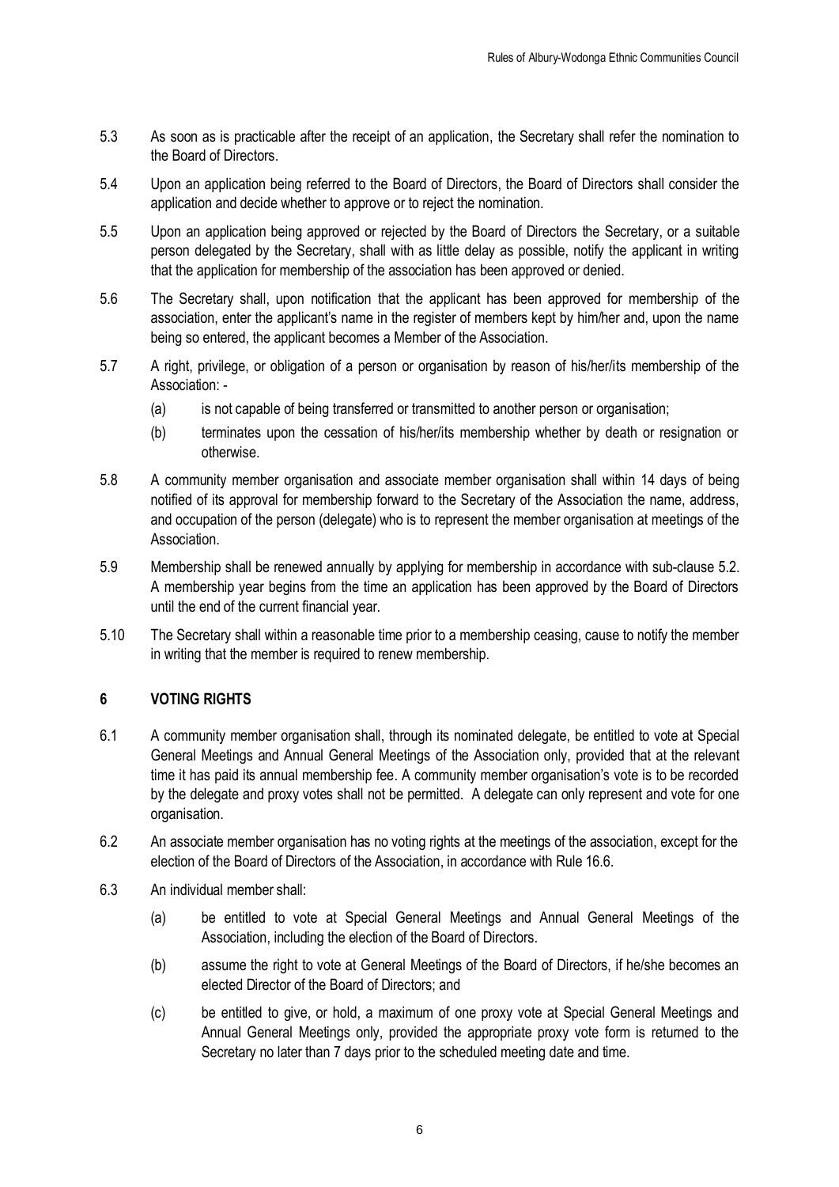5.3 As soon as is practicable after the receipt of an application, the Secretary shall refer the nomination to the Board of Directors.

5.4 Upon an application being referred to the Board of Directors, the Board of Directors shall consider the application and decide whether to approve or to reject the nomination.

5.5 Upon an application being approved or rejected by the Board of Directors the Secretary, or a suitable person delegated by the Secretary, shall with as little delay as possible, notify the applicant in writing that the application for membership of the association has been approved or denied.

5.6 The Secretary shall, upon notification that the applicant has been approved for membership of the association, enter the applicant's name in the register of members kept by him/her and, upon the name being so entered, the applicant becomes a Member of the Association.

5.7 A right, privilege, or obligation of a person or organisation by reason of his/her/its membership of the Association: -

(a) is not capable of being transferred or transmitted to another person or organisation;

(b) terminates upon the cessation of his/her/its membership whether by death or resignation or otherwise.

5.8 A community member organisation and associate member organisation shall within 14 days of being notified of its approval for membership forward to the Secretary of the Association the name, address, and occupation of the person (delegate) who is to represent the member organisation at meetings of the Association.

5.9 Membership shall be renewed annually by applying for membership in accordance with sub-clause 5.2. A membership year begins from the time an application has been approved by the Board of Directors until the end of the current financial year.

5.10 The Secretary shall within a reasonable time prior to a membership ceasing, cause to notify the member in writing that the member is required to renew membership.

## 6 VOTING RIGHTS

6.1 A community member organisation shall, through its nominated delegate, be entitled to vote at Special General Meetings and Annual General Meetings of the Association only, provided that at the relevant time it has paid its annual membership fee. A community member organisation's vote is to be recorded by the delegate and proxy votes shall not be permitted. A delegate can only represent and vote for one organisation.

6.2 An associate member organisation has no voting rights at the meetings of the association, except for the election of the Board of Directors of the Association, in accordance with Rule 16.6.

6.3 An individual member shall:

(a) be entitled to vote at Special General Meetings and Annual General Meetings of the Association, including the election of the Board of Directors.

(b) assume the right to vote at General Meetings of the Board of Directors, if he/she becomes an elected Director of the Board of Directors; and

(c) be entitled to give, or hold, a maximum of one proxy vote at Special General Meetings and Annual General Meetings only, provided the appropriate proxy vote form is returned to the Secretary no later than 7 days prior to the scheduled meeting date and time.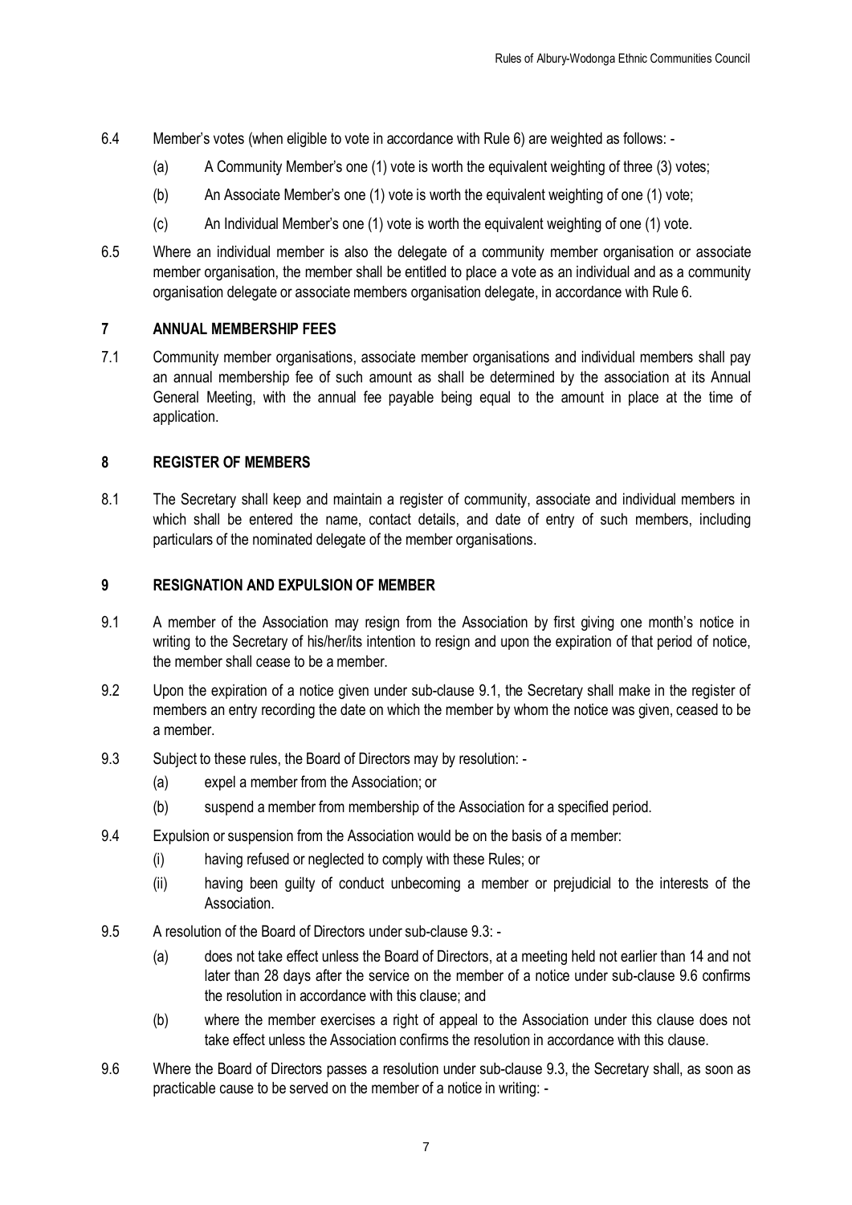6.4 Member's votes (when eligible to vote in accordance with Rule 6) are weighted as follows: -

(a) A Community Member's one (1) vote is worth the equivalent weighting of three (3) votes;

(b) An Associate Member's one (1) vote is worth the equivalent weighting of one (1) vote;

(c) An Individual Member's one (1) vote is worth the equivalent weighting of one (1) vote.

6.5 Where an individual member is also the delegate of a community member organisation or associate member organisation, the member shall be entitled to place a vote as an individual and as a community organisation delegate or associate members organisation delegate, in accordance with Rule 6.

## 7 ANNUAL MEMBERSHIP FEES

7.1 Community member organisations, associate member organisations and individual members shall pay an annual membership fee of such amount as shall be determined by the association at its Annual General Meeting, with the annual fee payable being equal to the amount in place at the time of application.

## 8 REGISTER OF MEMBERS

8.1 The Secretary shall keep and maintain a register of community, associate and individual members in which shall be entered the name, contact details, and date of entry of such members, including particulars of the nominated delegate of the member organisations.

## 9 RESIGNATION AND EXPULSION OF MEMBER

9.1 A member of the Association may resign from the Association by first giving one month's notice in writing to the Secretary of his/her/its intention to resign and upon the expiration of that period of notice, the member shall cease to be a member.

9.2 Upon the expiration of a notice given under sub-clause 9.1, the Secretary shall make in the register of members an entry recording the date on which the member by whom the notice was given, ceased to be a member.

9.3 Subject to these rules, the Board of Directors may by resolution: -

(a) expel a member from the Association; or

(b) suspend a member from membership of the Association for a specified period.

9.4 Expulsion or suspension from the Association would be on the basis of a member:

(i) having refused or neglected to comply with these Rules; or

(ii) having been guilty of conduct unbecoming a member or prejudicial to the interests of the Association.

9.5 A resolution of the Board of Directors under sub-clause 9.3: -

(a) does not take effect unless the Board of Directors, at a meeting held not earlier than 14 and not later than 28 days after the service on the member of a notice under sub-clause 9.6 confirms the resolution in accordance with this clause; and

(b) where the member exercises a right of appeal to the Association under this clause does not take effect unless the Association confirms the resolution in accordance with this clause.

9.6 Where the Board of Directors passes a resolution under sub-clause 9.3, the Secretary shall, as soon as practicable cause to be served on the member of a notice in writing: -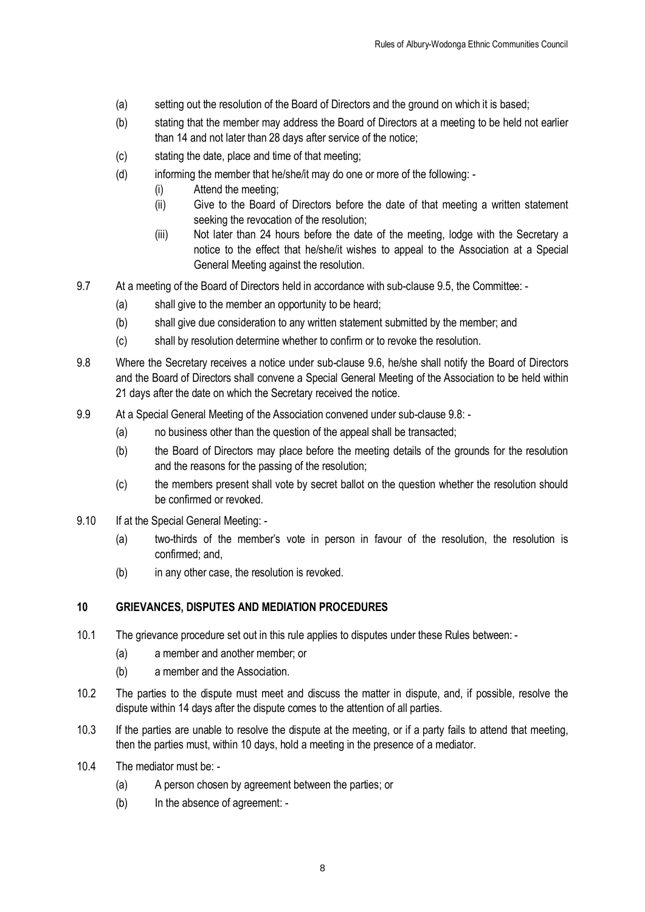(a) setting out the resolution of the Board of Directors and the ground on which it is based;

(b) stating that the member may address the Board of Directors at a meeting to be held not earlier than 14 and not later than 28 days after service of the notice;

(c) stating the date, place and time of that meeting;

(d) informing the member that he/she/it may do one or more of the following: -

   (i) Attend the meeting;

   (ii) Give to the Board of Directors before the date of that meeting a written statement seeking the revocation of the resolution;

   (iii) Not later than 24 hours before the date of the meeting, lodge with the Secretary a notice to the effect that he/she/it wishes to appeal to the Association at a Special General Meeting against the resolution.

9.7 At a meeting of the Board of Directors held in accordance with sub-clause 9.5, the Committee: -

(a) shall give to the member an opportunity to be heard;

(b) shall give due consideration to any written statement submitted by the member; and

(c) shall by resolution determine whether to confirm or to revoke the resolution.

9.8 Where the Secretary receives a notice under sub-clause 9.6, he/she shall notify the Board of Directors and the Board of Directors shall convene a Special General Meeting of the Association to be held within 21 days after the date on which the Secretary received the notice.

9.9 At a Special General Meeting of the Association convened under sub-clause 9.8: -

(a) no business other than the question of the appeal shall be transacted;

(b) the Board of Directors may place before the meeting details of the grounds for the resolution and the reasons for the passing of the resolution;

(c) the members present shall vote by secret ballot on the question whether the resolution should be confirmed or revoked.

9.10 If at the Special General Meeting: -

(a) two-thirds of the member's vote in person in favour of the resolution, the resolution is confirmed; and,

(b) in any other case, the resolution is revoked.

## 10 GRIEVANCES, DISPUTES AND MEDIATION PROCEDURES

10.1 The grievance procedure set out in this rule applies to disputes under these Rules between: -

(a) a member and another member; or

(b) a member and the Association.

10.2 The parties to the dispute must meet and discuss the matter in dispute, and, if possible, resolve the dispute within 14 days after the dispute comes to the attention of all parties.

10.3 If the parties are unable to resolve the dispute at the meeting, or if a party fails to attend that meeting, then the parties must, within 10 days, hold a meeting in the presence of a mediator.

10.4 The mediator must be: -

(a) A person chosen by agreement between the parties; or

(b) In the absence of agreement: -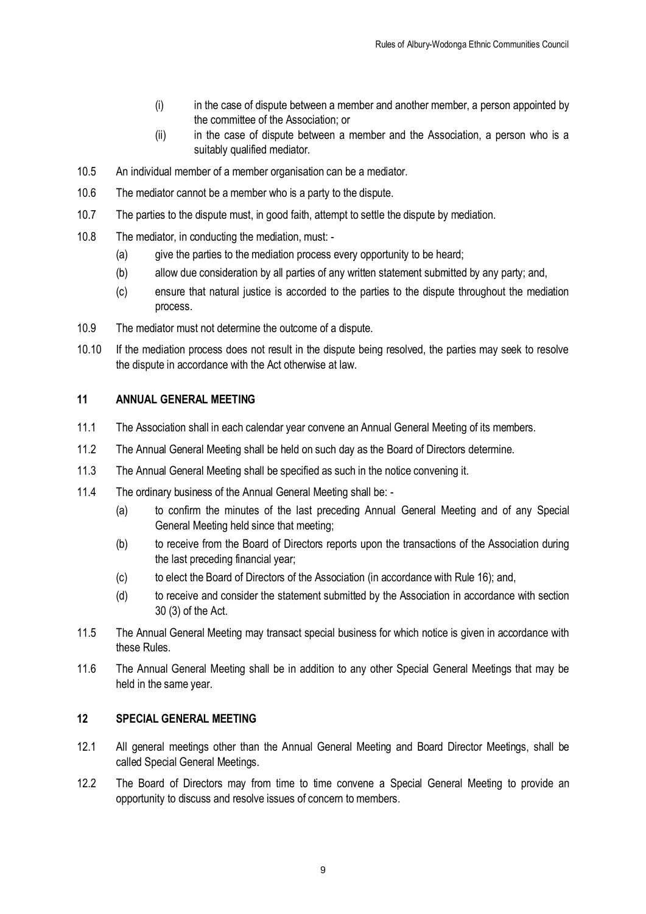(i) in the case of dispute between a member and another member, a person appointed by the committee of the Association; or

(ii) in the case of dispute between a member and the Association, a person who is a suitably qualified mediator.

10.5 An individual member of a member organisation can be a mediator.

10.6 The mediator cannot be a member who is a party to the dispute.

10.7 The parties to the dispute must, in good faith, attempt to settle the dispute by mediation.

10.8 The mediator, in conducting the mediation, must: -

(a) give the parties to the mediation process every opportunity to be heard;

(b) allow due consideration by all parties of any written statement submitted by any party; and,

(c) ensure that natural justice is accorded to the parties to the dispute throughout the mediation process.

10.9 The mediator must not determine the outcome of a dispute.

10.10 If the mediation process does not result in the dispute being resolved, the parties may seek to resolve the dispute in accordance with the Act otherwise at law.

## 11 ANNUAL GENERAL MEETING

11.1 The Association shall in each calendar year convene an Annual General Meeting of its members.

11.2 The Annual General Meeting shall be held on such day as the Board of Directors determine.

11.3 The Annual General Meeting shall be specified as such in the notice convening it.

11.4 The ordinary business of the Annual General Meeting shall be: -

(a) to confirm the minutes of the last preceding Annual General Meeting and of any Special General Meeting held since that meeting;

(b) to receive from the Board of Directors reports upon the transactions of the Association during the last preceding financial year;

(c) to elect the Board of Directors of the Association (in accordance with Rule 16); and,

(d) to receive and consider the statement submitted by the Association in accordance with section 30 (3) of the Act.

11.5 The Annual General Meeting may transact special business for which notice is given in accordance with these Rules.

11.6 The Annual General Meeting shall be in addition to any other Special General Meetings that may be held in the same year.

## 12 SPECIAL GENERAL MEETING

12.1 All general meetings other than the Annual General Meeting and Board Director Meetings, shall be called Special General Meetings.

12.2 The Board of Directors may from time to time convene a Special General Meeting to provide an opportunity to discuss and resolve issues of concern to members.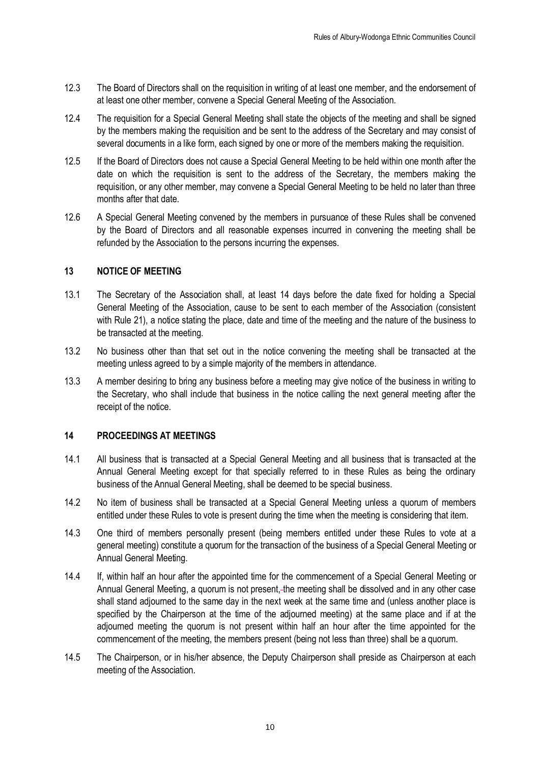12.3 The Board of Directors shall on the requisition in writing of at least one member, and the endorsement of at least one other member, convene a Special General Meeting of the Association.

12.4 The requisition for a Special General Meeting shall state the objects of the meeting and shall be signed by the members making the requisition and be sent to the address of the Secretary and may consist of several documents in a like form, each signed by one or more of the members making the requisition.

12.5 If the Board of Directors does not cause a Special General Meeting to be held within one month after the date on which the requisition is sent to the address of the Secretary, the members making the requisition, or any other member, may convene a Special General Meeting to be held no later than three months after that date.

12.6 A Special General Meeting convened by the members in pursuance of these Rules shall be convened by the Board of Directors and all reasonable expenses incurred in convening the meeting shall be refunded by the Association to the persons incurring the expenses.

## 13 NOTICE OF MEETING

13.1 The Secretary of the Association shall, at least 14 days before the date fixed for holding a Special General Meeting of the Association, cause to be sent to each member of the Association (consistent with Rule 21), a notice stating the place, date and time of the meeting and the nature of the business to be transacted at the meeting.

13.2 No business other than that set out in the notice convening the meeting shall be transacted at the meeting unless agreed to by a simple majority of the members in attendance.

13.3 A member desiring to bring any business before a meeting may give notice of the business in writing to the Secretary, who shall include that business in the notice calling the next general meeting after the receipt of the notice.

## 14 PROCEEDINGS AT MEETINGS

14.1 All business that is transacted at a Special General Meeting and all business that is transacted at the Annual General Meeting except for that specially referred to in these Rules as being the ordinary business of the Annual General Meeting, shall be deemed to be special business.

14.2 No item of business shall be transacted at a Special General Meeting unless a quorum of members entitled under these Rules to vote is present during the time when the meeting is considering that item.

14.3 One third of members personally present (being members entitled under these Rules to vote at a general meeting) constitute a quorum for the transaction of the business of a Special General Meeting or Annual General Meeting.

14.4 If, within half an hour after the appointed time for the commencement of a Special General Meeting or Annual General Meeting, a quorum is not present, the meeting shall be dissolved and in any other case shall stand adjourned to the same day in the next week at the same time and (unless another place is specified by the Chairperson at the time of the adjourned meeting) at the same place and if at the adjourned meeting the quorum is not present within half an hour after the time appointed for the commencement of the meeting, the members present (being not less than three) shall be a quorum.

14.5 The Chairperson, or in his/her absence, the Deputy Chairperson shall preside as Chairperson at each meeting of the Association.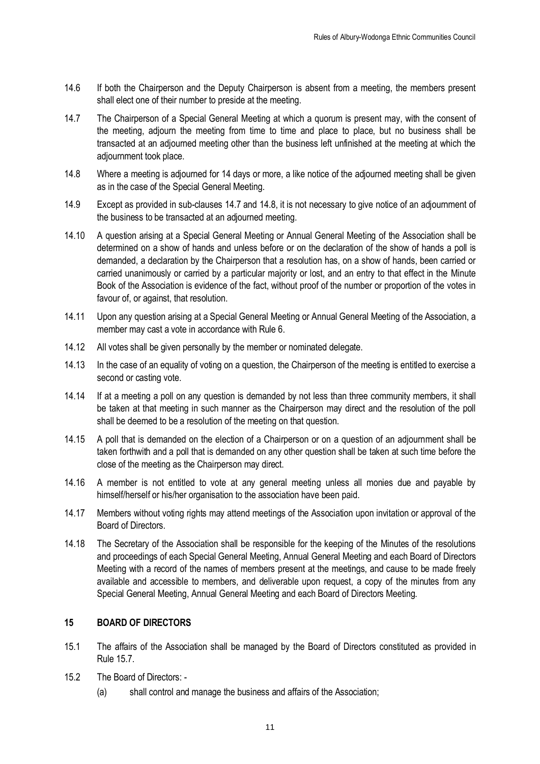14.6 If both the Chairperson and the Deputy Chairperson is absent from a meeting, the members present shall elect one of their number to preside at the meeting.

14.7 The Chairperson of a Special General Meeting at which a quorum is present may, with the consent of the meeting, adjourn the meeting from time to time and place to place, but no business shall be transacted at an adjourned meeting other than the business left unfinished at the meeting at which the adjournment took place.

14.8 Where a meeting is adjourned for 14 days or more, a like notice of the adjourned meeting shall be given as in the case of the Special General Meeting.

14.9 Except as provided in sub-clauses 14.7 and 14.8, it is not necessary to give notice of an adjournment of the business to be transacted at an adjourned meeting.

14.10 A question arising at a Special General Meeting or Annual General Meeting of the Association shall be determined on a show of hands and unless before or on the declaration of the show of hands a poll is demanded, a declaration by the Chairperson that a resolution has, on a show of hands, been carried or carried unanimously or carried by a particular majority or lost, and an entry to that effect in the Minute Book of the Association is evidence of the fact, without proof of the number or proportion of the votes in favour of, or against, that resolution.

14.11 Upon any question arising at a Special General Meeting or Annual General Meeting of the Association, a member may cast a vote in accordance with Rule 6.

14.12 All votes shall be given personally by the member or nominated delegate.

14.13 In the case of an equality of voting on a question, the Chairperson of the meeting is entitled to exercise a second or casting vote.

14.14 If at a meeting a poll on any question is demanded by not less than three community members, it shall be taken at that meeting in such manner as the Chairperson may direct and the resolution of the poll shall be deemed to be a resolution of the meeting on that question.

14.15 A poll that is demanded on the election of a Chairperson or on a question of an adjournment shall be taken forthwith and a poll that is demanded on any other question shall be taken at such time before the close of the meeting as the Chairperson may direct.

14.16 A member is not entitled to vote at any general meeting unless all monies due and payable by himself/herself or his/her organisation to the association have been paid.

14.17 Members without voting rights may attend meetings of the Association upon invitation or approval of the Board of Directors.

14.18 The Secretary of the Association shall be responsible for the keeping of the Minutes of the resolutions and proceedings of each Special General Meeting, Annual General Meeting and each Board of Directors Meeting with a record of the names of members present at the meetings, and cause to be made freely available and accessible to members, and deliverable upon request, a copy of the minutes from any Special General Meeting, Annual General Meeting and each Board of Directors Meeting.

## 15 BOARD OF DIRECTORS

15.1 The affairs of the Association shall be managed by the Board of Directors constituted as provided in Rule 15.7.

15.2 The Board of Directors: -

(a) shall control and manage the business and affairs of the Association;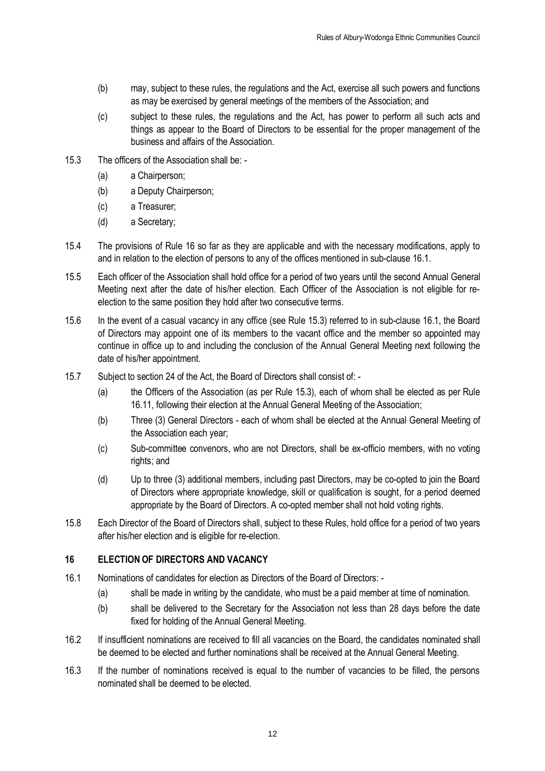(b) may, subject to these rules, the regulations and the Act, exercise all such powers and functions as may be exercised by general meetings of the members of the Association; and

(c) subject to these rules, the regulations and the Act, has power to perform all such acts and things as appear to the Board of Directors to be essential for the proper management of the business and affairs of the Association.

15.3 The officers of the Association shall be: -

(a) a Chairperson;

(b) a Deputy Chairperson;

(c) a Treasurer;

(d) a Secretary;

15.4 The provisions of Rule 16 so far as they are applicable and with the necessary modifications, apply to and in relation to the election of persons to any of the offices mentioned in sub-clause 16.1.

15.5 Each officer of the Association shall hold office for a period of two years until the second Annual General Meeting next after the date of his/her election. Each Officer of the Association is not eligible for re-election to the same position they hold after two consecutive terms.

15.6 In the event of a casual vacancy in any office (see Rule 15.3) referred to in sub-clause 16.1, the Board of Directors may appoint one of its members to the vacant office and the member so appointed may continue in office up to and including the conclusion of the Annual General Meeting next following the date of his/her appointment.

15.7 Subject to section 24 of the Act, the Board of Directors shall consist of: -

(a) the Officers of the Association (as per Rule 15.3), each of whom shall be elected as per Rule 16.11, following their election at the Annual General Meeting of the Association;

(b) Three (3) General Directors - each of whom shall be elected at the Annual General Meeting of the Association each year;

(c) Sub-committee convenors, who are not Directors, shall be ex-officio members, with no voting rights; and

(d) Up to three (3) additional members, including past Directors, may be co-opted to join the Board of Directors where appropriate knowledge, skill or qualification is sought, for a period deemed appropriate by the Board of Directors. A co-opted member shall not hold voting rights.

15.8 Each Director of the Board of Directors shall, subject to these Rules, hold office for a period of two years after his/her election and is eligible for re-election.

## 16 ELECTION OF DIRECTORS AND VACANCY

16.1 Nominations of candidates for election as Directors of the Board of Directors: -

(a) shall be made in writing by the candidate, who must be a paid member at time of nomination.

(b) shall be delivered to the Secretary for the Association not less than 28 days before the date fixed for holding of the Annual General Meeting.

16.2 If insufficient nominations are received to fill all vacancies on the Board, the candidates nominated shall be deemed to be elected and further nominations shall be received at the Annual General Meeting.

16.3 If the number of nominations received is equal to the number of vacancies to be filled, the persons nominated shall be deemed to be elected.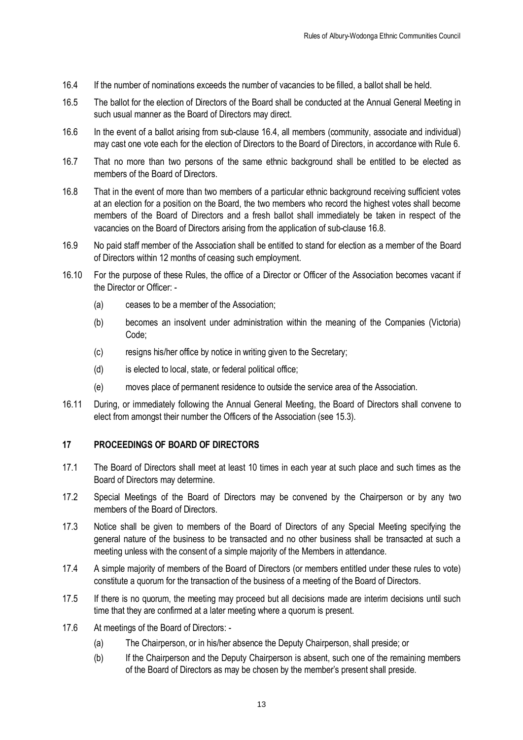16.4 If the number of nominations exceeds the number of vacancies to be filled, a ballot shall be held.

16.5 The ballot for the election of Directors of the Board shall be conducted at the Annual General Meeting in such usual manner as the Board of Directors may direct.

16.6 In the event of a ballot arising from sub-clause 16.4, all members (community, associate and individual) may cast one vote each for the election of Directors to the Board of Directors, in accordance with Rule 6.

16.7 That no more than two persons of the same ethnic background shall be entitled to be elected as members of the Board of Directors.

16.8 That in the event of more than two members of a particular ethnic background receiving sufficient votes at an election for a position on the Board, the two members who record the highest votes shall become members of the Board of Directors and a fresh ballot shall immediately be taken in respect of the vacancies on the Board of Directors arising from the application of sub-clause 16.8.

16.9 No paid staff member of the Association shall be entitled to stand for election as a member of the Board of Directors within 12 months of ceasing such employment.

16.10 For the purpose of these Rules, the office of a Director or Officer of the Association becomes vacant if the Director or Officer: -

(a) ceases to be a member of the Association;

(b) becomes an insolvent under administration within the meaning of the Companies (Victoria) Code;

(c) resigns his/her office by notice in writing given to the Secretary;

(d) is elected to local, state, or federal political office;

(e) moves place of permanent residence to outside the service area of the Association.

16.11 During, or immediately following the Annual General Meeting, the Board of Directors shall convene to elect from amongst their number the Officers of the Association (see 15.3).

## 17 PROCEEDINGS OF BOARD OF DIRECTORS

17.1 The Board of Directors shall meet at least 10 times in each year at such place and such times as the Board of Directors may determine.

17.2 Special Meetings of the Board of Directors may be convened by the Chairperson or by any two members of the Board of Directors.

17.3 Notice shall be given to members of the Board of Directors of any Special Meeting specifying the general nature of the business to be transacted and no other business shall be transacted at such a meeting unless with the consent of a simple majority of the Members in attendance.

17.4 A simple majority of members of the Board of Directors (or members entitled under these rules to vote) constitute a quorum for the transaction of the business of a meeting of the Board of Directors.

17.5 If there is no quorum, the meeting may proceed but all decisions made are interim decisions until such time that they are confirmed at a later meeting where a quorum is present.

17.6 At meetings of the Board of Directors: -

(a) The Chairperson, or in his/her absence the Deputy Chairperson, shall preside; or

(b) If the Chairperson and the Deputy Chairperson is absent, such one of the remaining members of the Board of Directors as may be chosen by the member's present shall preside.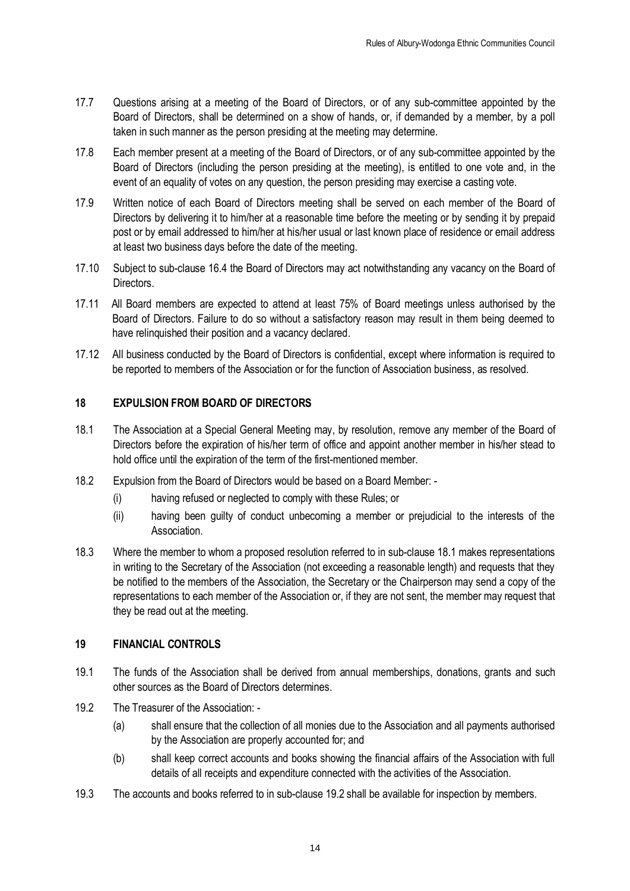17.7 Questions arising at a meeting of the Board of Directors, or of any sub-committee appointed by the Board of Directors, shall be determined on a show of hands, or, if demanded by a member, by a poll taken in such manner as the person presiding at the meeting may determine.

17.8 Each member present at a meeting of the Board of Directors, or of any sub-committee appointed by the Board of Directors (including the person presiding at the meeting), is entitled to one vote and, in the event of an equality of votes on any question, the person presiding may exercise a casting vote.

17.9 Written notice of each Board of Directors meeting shall be served on each member of the Board of Directors by delivering it to him/her at a reasonable time before the meeting or by sending it by prepaid post or by email addressed to him/her at his/her usual or last known place of residence or email address at least two business days before the date of the meeting.

17.10 Subject to sub-clause 16.4 the Board of Directors may act notwithstanding any vacancy on the Board of Directors.

17.11 All Board members are expected to attend at least 75% of Board meetings unless authorised by the Board of Directors. Failure to do so without a satisfactory reason may result in them being deemed to have relinquished their position and a vacancy declared.

17.12 All business conducted by the Board of Directors is confidential, except where information is required to be reported to members of the Association or for the function of Association business, as resolved.

## 18 EXPULSION FROM BOARD OF DIRECTORS

18.1 The Association at a Special General Meeting may, by resolution, remove any member of the Board of Directors before the expiration of his/her term of office and appoint another member in his/her stead to hold office until the expiration of the term of the first-mentioned member.

18.2 Expulsion from the Board of Directors would be based on a Board Member: -

- (i) having refused or neglected to comply with these Rules; or
- (ii) having been guilty of conduct unbecoming a member or prejudicial to the interests of the Association.

18.3 Where the member to whom a proposed resolution referred to in sub-clause 18.1 makes representations in writing to the Secretary of the Association (not exceeding a reasonable length) and requests that they be notified to the members of the Association, the Secretary or the Chairperson may send a copy of the representations to each member of the Association or, if they are not sent, the member may request that they be read out at the meeting.

## 19 FINANCIAL CONTROLS

19.1 The funds of the Association shall be derived from annual memberships, donations, grants and such other sources as the Board of Directors determines.

19.2 The Treasurer of the Association: -

- (a) shall ensure that the collection of all monies due to the Association and all payments authorised by the Association are properly accounted for; and
- (b) shall keep correct accounts and books showing the financial affairs of the Association with full details of all receipts and expenditure connected with the activities of the Association.

19.3 The accounts and books referred to in sub-clause 19.2 shall be available for inspection by members.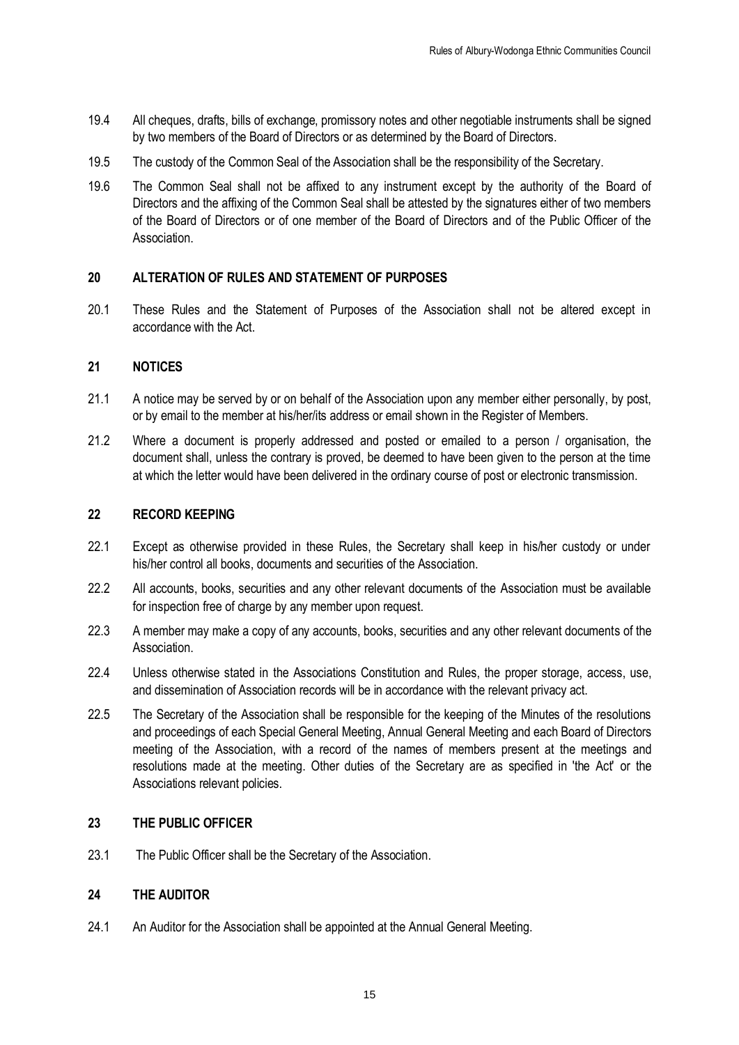19.4 All cheques, drafts, bills of exchange, promissory notes and other negotiable instruments shall be signed by two members of the Board of Directors or as determined by the Board of Directors.

19.5 The custody of the Common Seal of the Association shall be the responsibility of the Secretary.

19.6 The Common Seal shall not be affixed to any instrument except by the authority of the Board of Directors and the affixing of the Common Seal shall be attested by the signatures either of two members of the Board of Directors or of one member of the Board of Directors and of the Public Officer of the Association.

## 20 ALTERATION OF RULES AND STATEMENT OF PURPOSES

20.1 These Rules and the Statement of Purposes of the Association shall not be altered except in accordance with the Act.

## 21 NOTICES

21.1 A notice may be served by or on behalf of the Association upon any member either personally, by post, or by email to the member at his/her/its address or email shown in the Register of Members.

21.2 Where a document is properly addressed and posted or emailed to a person / organisation, the document shall, unless the contrary is proved, be deemed to have been given to the person at the time at which the letter would have been delivered in the ordinary course of post or electronic transmission.

## 22 RECORD KEEPING

22.1 Except as otherwise provided in these Rules, the Secretary shall keep in his/her custody or under his/her control all books, documents and securities of the Association.

22.2 All accounts, books, securities and any other relevant documents of the Association must be available for inspection free of charge by any member upon request.

22.3 A member may make a copy of any accounts, books, securities and any other relevant documents of the Association.

22.4 Unless otherwise stated in the Associations Constitution and Rules, the proper storage, access, use, and dissemination of Association records will be in accordance with the relevant privacy act.

22.5 The Secretary of the Association shall be responsible for the keeping of the Minutes of the resolutions and proceedings of each Special General Meeting, Annual General Meeting and each Board of Directors meeting of the Association, with a record of the names of members present at the meetings and resolutions made at the meeting. Other duties of the Secretary are as specified in 'the Act' or the Associations relevant policies.

## 23 THE PUBLIC OFFICER

23.1 The Public Officer shall be the Secretary of the Association.

## 24 THE AUDITOR

24.1 An Auditor for the Association shall be appointed at the Annual General Meeting.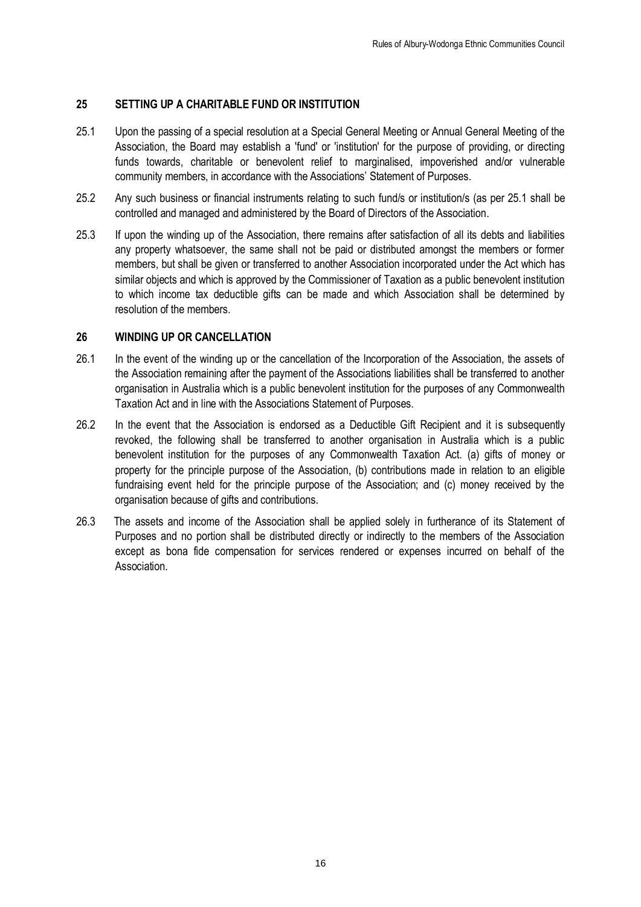## 25 SETTING UP A CHARITABLE FUND OR INSTITUTION

25.1 Upon the passing of a special resolution at a Special General Meeting or Annual General Meeting of the Association, the Board may establish a 'fund' or 'institution' for the purpose of providing, or directing funds towards, charitable or benevolent relief to marginalised, impoverished and/or vulnerable community members, in accordance with the Associations' Statement of Purposes.

25.2 Any such business or financial instruments relating to such fund/s or institution/s (as per 25.1 shall be controlled and managed and administered by the Board of Directors of the Association.

25.3 If upon the winding up of the Association, there remains after satisfaction of all its debts and liabilities any property whatsoever, the same shall not be paid or distributed amongst the members or former members, but shall be given or transferred to another Association incorporated under the Act which has similar objects and which is approved by the Commissioner of Taxation as a public benevolent institution to which income tax deductible gifts can be made and which Association shall be determined by resolution of the members.

## 26 WINDING UP OR CANCELLATION

26.1 In the event of the winding up or the cancellation of the Incorporation of the Association, the assets of the Association remaining after the payment of the Associations liabilities shall be transferred to another organisation in Australia which is a public benevolent institution for the purposes of any Commonwealth Taxation Act and in line with the Associations Statement of Purposes.

26.2 In the event that the Association is endorsed as a Deductible Gift Recipient and it is subsequently revoked, the following shall be transferred to another organisation in Australia which is a public benevolent institution for the purposes of any Commonwealth Taxation Act. (a) gifts of money or property for the principle purpose of the Association, (b) contributions made in relation to an eligible fundraising event held for the principle purpose of the Association; and (c) money received by the organisation because of gifts and contributions.

26.3 The assets and income of the Association shall be applied solely in furtherance of its Statement of Purposes and no portion shall be distributed directly or indirectly to the members of the Association except as bona fide compensation for services rendered or expenses incurred on behalf of the Association.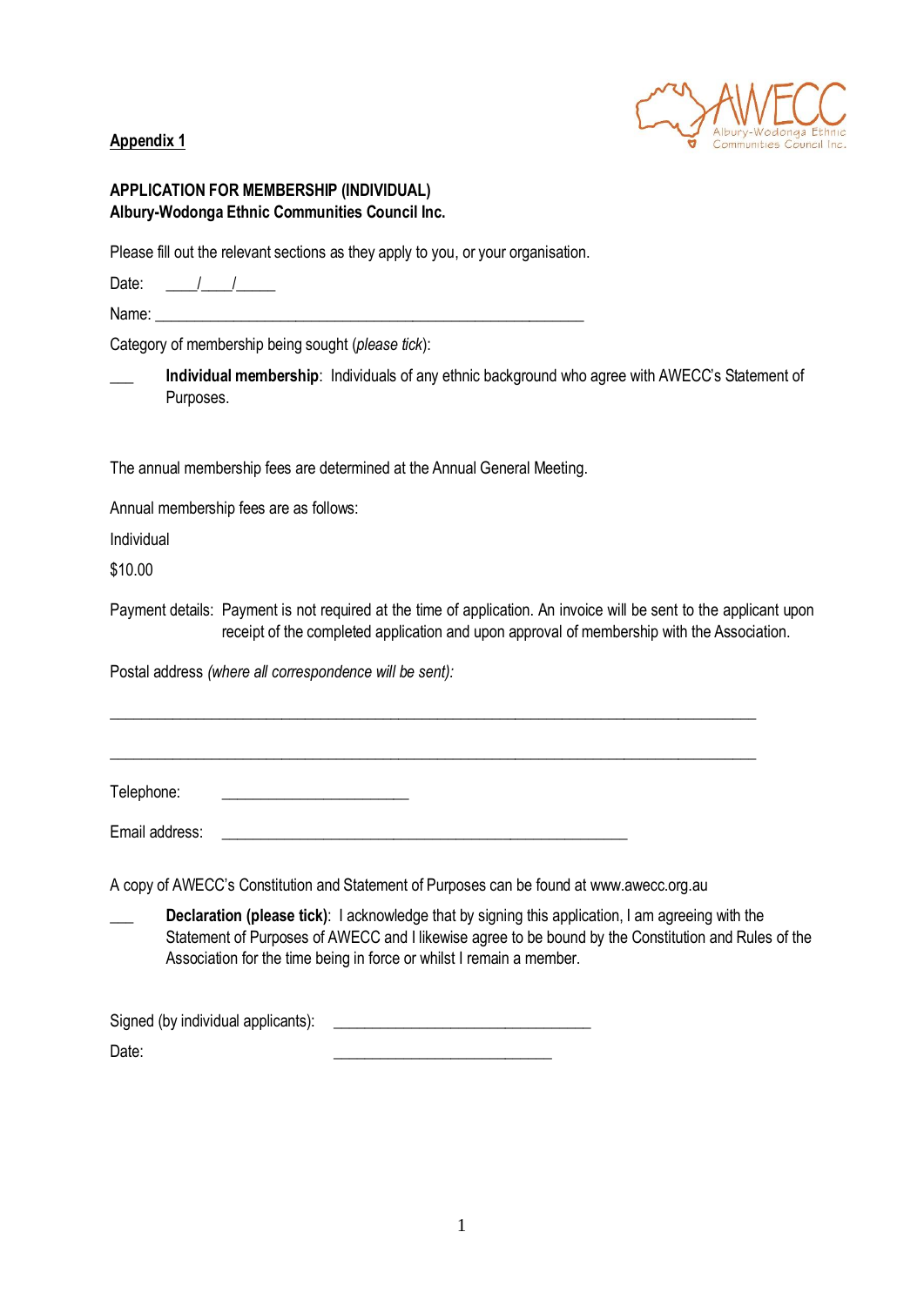<u>**Appendix 1**</u>

**APPLICATION FOR MEMBERSHIP (INDIVIDUAL)**
**Albury-Wodonga Ethnic Communities Council Inc.**

Please fill out the relevant sections as they apply to you, or your organisation.

Date: ____/____/_____

Name: ________________________________________________________

Category of membership being sought (*please tick*):

___ **Individual membership**: Individuals of any ethnic background who agree with AWECC's Statement of Purposes.

The annual membership fees are determined at the Annual General Meeting.

Annual membership fees are as follows:

Individual

$10.00

Payment details: Payment is not required at the time of application. An invoice will be sent to the applicant upon receipt of the completed application and upon approval of membership with the Association.

Postal address *(where all correspondence will be sent):*

______________________________________________________________________________

______________________________________________________________________________

Telephone: ________________________

Email address: ____________________________________________________

A copy of AWECC's Constitution and Statement of Purposes can be found at www.awecc.org.au

___ **Declaration (please tick)**: I acknowledge that by signing this application, I am agreeing with the Statement of Purposes of AWECC and I likewise agree to be bound by the Constitution and Rules of the Association for the time being in force or whilst I remain a member.

Signed (by individual applicants): _________________________________

Date: ____________________________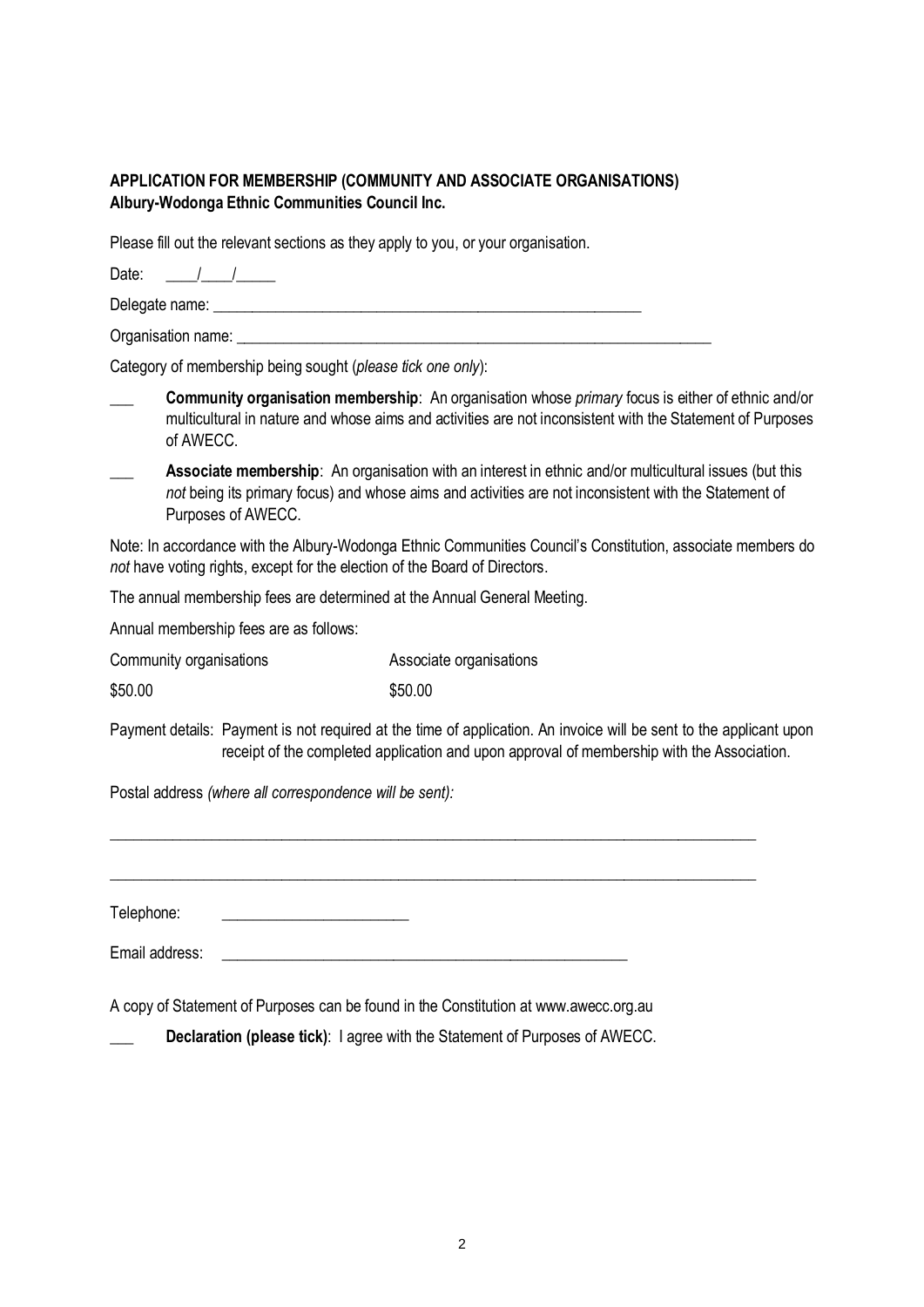**APPLICATION FOR MEMBERSHIP (COMMUNITY AND ASSOCIATE ORGANISATIONS)**
**Albury-Wodonga Ethnic Communities Council Inc.**

Please fill out the relevant sections as they apply to you, or your organisation.

Date: ____/____/_____

Delegate name: ________________________________________________________

Organisation name: ______________________________________________________________

Category of membership being sought (*please tick one only*):

___ **Community organisation membership**: An organisation whose *primary* focus is either of ethnic and/or multicultural in nature and whose aims and activities are not inconsistent with the Statement of Purposes of AWECC.

___ **Associate membership**: An organisation with an interest in ethnic and/or multicultural issues (but this *not* being its primary focus) and whose aims and activities are not inconsistent with the Statement of Purposes of AWECC.

Note: In accordance with the Albury-Wodonga Ethnic Communities Council's Constitution, associate members do *not* have voting rights, except for the election of the Board of Directors.

The annual membership fees are determined at the Annual General Meeting.

Annual membership fees are as follows:

| Community organisations | Associate organisations |
|---|---|
| $50.00 | $50.00 |

Payment details: Payment is not required at the time of application. An invoice will be sent to the applicant upon receipt of the completed application and upon approval of membership with the Association.

Postal address *(where all correspondence will be sent):*

_______________________________________________________________________________

_______________________________________________________________________________

Telephone: ________________________

Email address: _____________________________________________________

A copy of Statement of Purposes can be found in the Constitution at www.awecc.org.au

___ **Declaration (please tick)**: I agree with the Statement of Purposes of AWECC.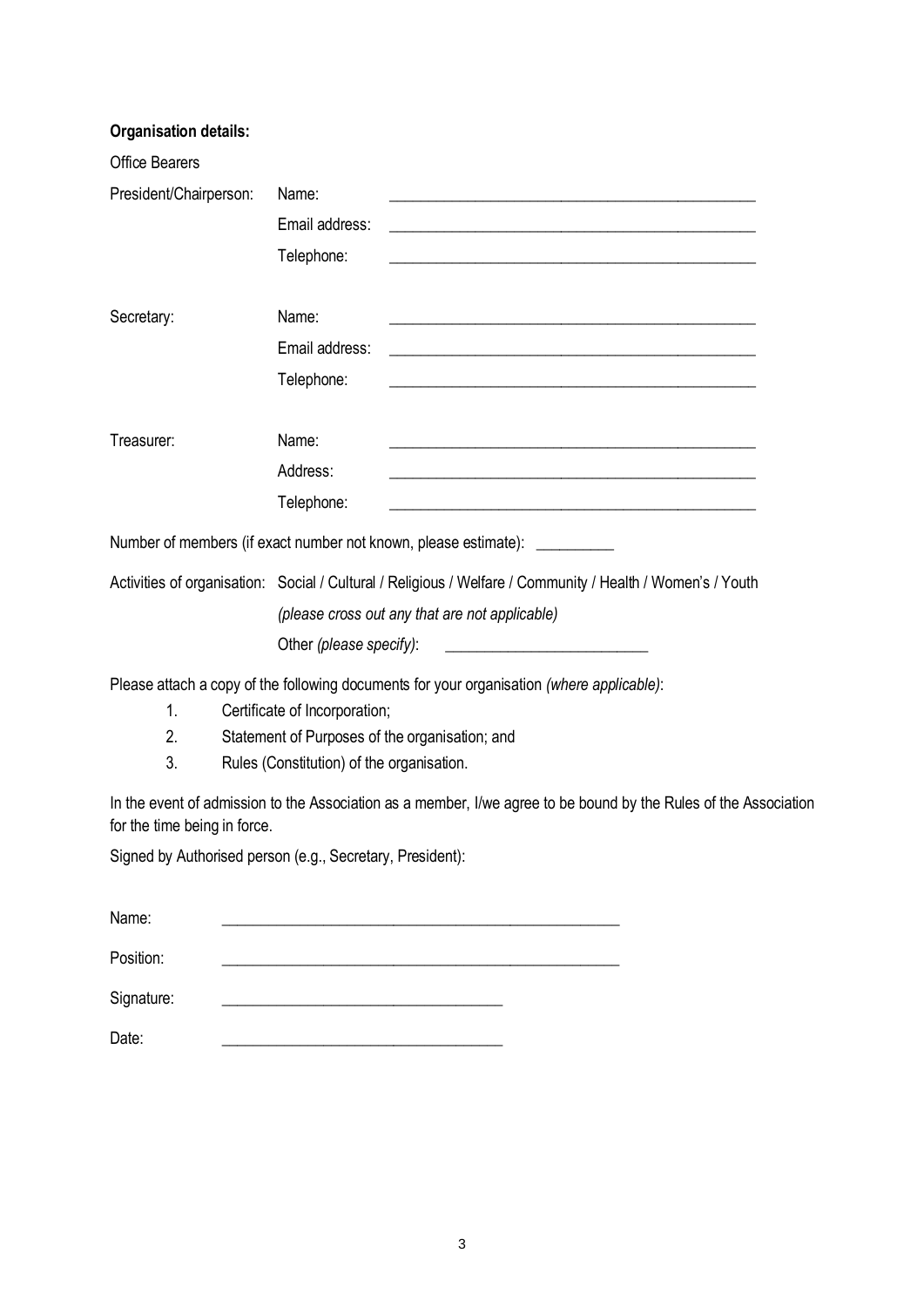**Organisation details:**

Office Bearers

| | | |
|---|---|---|
| President/Chairperson: | Name: | \_\_\_\_\_\_\_\_\_\_\_\_\_\_\_\_\_\_\_\_\_\_\_\_\_\_\_\_\_\_\_\_\_\_\_\_\_\_\_\_\_\_\_\_ |
| | Email address: | \_\_\_\_\_\_\_\_\_\_\_\_\_\_\_\_\_\_\_\_\_\_\_\_\_\_\_\_\_\_\_\_\_\_\_\_\_\_\_\_\_\_\_\_ |
| | Telephone: | \_\_\_\_\_\_\_\_\_\_\_\_\_\_\_\_\_\_\_\_\_\_\_\_\_\_\_\_\_\_\_\_\_\_\_\_\_\_\_\_\_\_\_\_ |
| Secretary: | Name: | \_\_\_\_\_\_\_\_\_\_\_\_\_\_\_\_\_\_\_\_\_\_\_\_\_\_\_\_\_\_\_\_\_\_\_\_\_\_\_\_\_\_\_\_ |
| | Email address: | \_\_\_\_\_\_\_\_\_\_\_\_\_\_\_\_\_\_\_\_\_\_\_\_\_\_\_\_\_\_\_\_\_\_\_\_\_\_\_\_\_\_\_\_ |
| | Telephone: | \_\_\_\_\_\_\_\_\_\_\_\_\_\_\_\_\_\_\_\_\_\_\_\_\_\_\_\_\_\_\_\_\_\_\_\_\_\_\_\_\_\_\_\_ |
| Treasurer: | Name: | \_\_\_\_\_\_\_\_\_\_\_\_\_\_\_\_\_\_\_\_\_\_\_\_\_\_\_\_\_\_\_\_\_\_\_\_\_\_\_\_\_\_\_\_ |
| | Address: | \_\_\_\_\_\_\_\_\_\_\_\_\_\_\_\_\_\_\_\_\_\_\_\_\_\_\_\_\_\_\_\_\_\_\_\_\_\_\_\_\_\_\_\_ |
| | Telephone: | \_\_\_\_\_\_\_\_\_\_\_\_\_\_\_\_\_\_\_\_\_\_\_\_\_\_\_\_\_\_\_\_\_\_\_\_\_\_\_\_\_\_\_\_ |

Number of members (if exact number not known, please estimate): \_\_\_\_\_\_\_\_\_\_

Activities of organisation: Social / Cultural / Religious / Welfare / Community / Health / Women's / Youth

*(please cross out any that are not applicable)*

Other *(please specify)*: \_\_\_\_\_\_\_\_\_\_\_\_\_\_\_\_\_\_\_\_\_\_\_\_\_\_

Please attach a copy of the following documents for your organisation *(where applicable)*:

1. Certificate of Incorporation;
2. Statement of Purposes of the organisation; and
3. Rules (Constitution) of the organisation.

In the event of admission to the Association as a member, I/we agree to be bound by the Rules of the Association for the time being in force.

Signed by Authorised person (e.g., Secretary, President):

Name: \_\_\_\_\_\_\_\_\_\_\_\_\_\_\_\_\_\_\_\_\_\_\_\_\_\_\_\_\_\_\_\_\_\_\_\_\_\_\_\_\_\_\_\_\_\_\_\_\_\_

Position: \_\_\_\_\_\_\_\_\_\_\_\_\_\_\_\_\_\_\_\_\_\_\_\_\_\_\_\_\_\_\_\_\_\_\_\_\_\_\_\_\_\_\_\_\_\_\_\_\_\_

Signature: \_\_\_\_\_\_\_\_\_\_\_\_\_\_\_\_\_\_\_\_\_\_\_\_\_\_\_\_\_\_\_\_\_\_\_\_

Date: \_\_\_\_\_\_\_\_\_\_\_\_\_\_\_\_\_\_\_\_\_\_\_\_\_\_\_\_\_\_\_\_\_\_\_\_